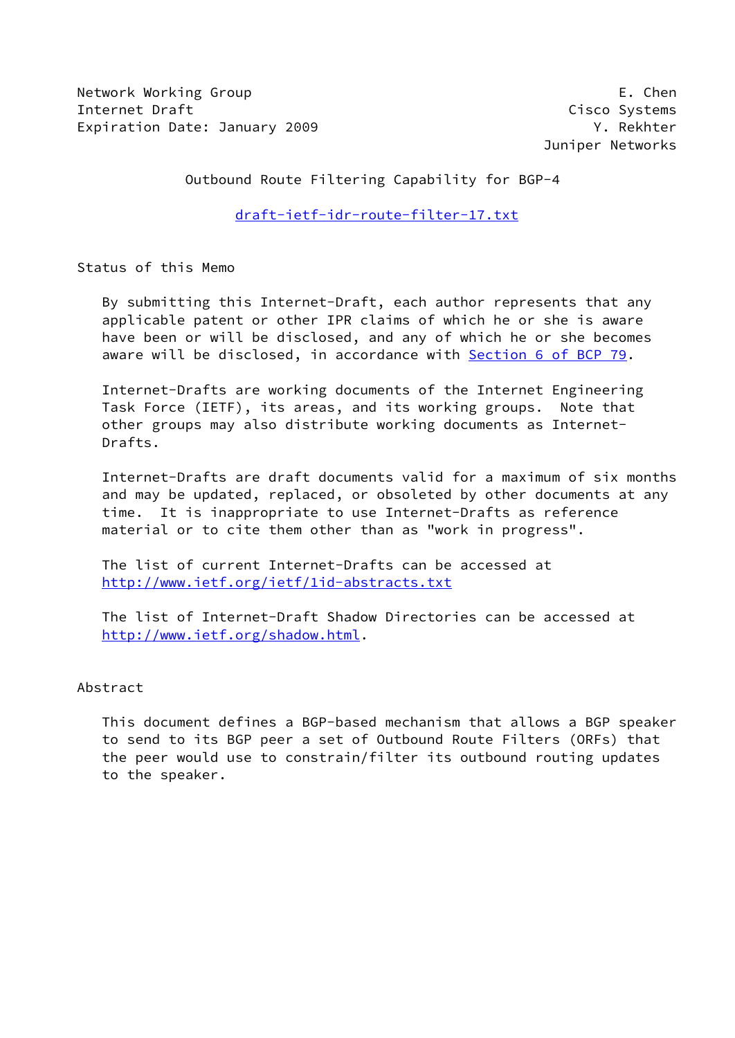Network Working Group E. Chen
Internet Draft Cisco Systems
Expiration Date: January 2009 Y. Rekhter
Juniper Networks

# Outbound Route Filtering Capability for BGP-4

draft-ietf-idr-route-filter-17.txt

## Status of this Memo

By submitting this Internet-Draft, each author represents that any applicable patent or other IPR claims of which he or she is aware have been or will be disclosed, and any of which he or she becomes aware will be disclosed, in accordance with Section 6 of BCP 79.

Internet-Drafts are working documents of the Internet Engineering Task Force (IETF), its areas, and its working groups. Note that other groups may also distribute working documents as Internet-Drafts.

Internet-Drafts are draft documents valid for a maximum of six months and may be updated, replaced, or obsoleted by other documents at any time. It is inappropriate to use Internet-Drafts as reference material or to cite them other than as "work in progress".

The list of current Internet-Drafts can be accessed at http://www.ietf.org/ietf/1id-abstracts.txt

The list of Internet-Draft Shadow Directories can be accessed at http://www.ietf.org/shadow.html.

## Abstract

This document defines a BGP-based mechanism that allows a BGP speaker to send to its BGP peer a set of Outbound Route Filters (ORFs) that the peer would use to constrain/filter its outbound routing updates to the speaker.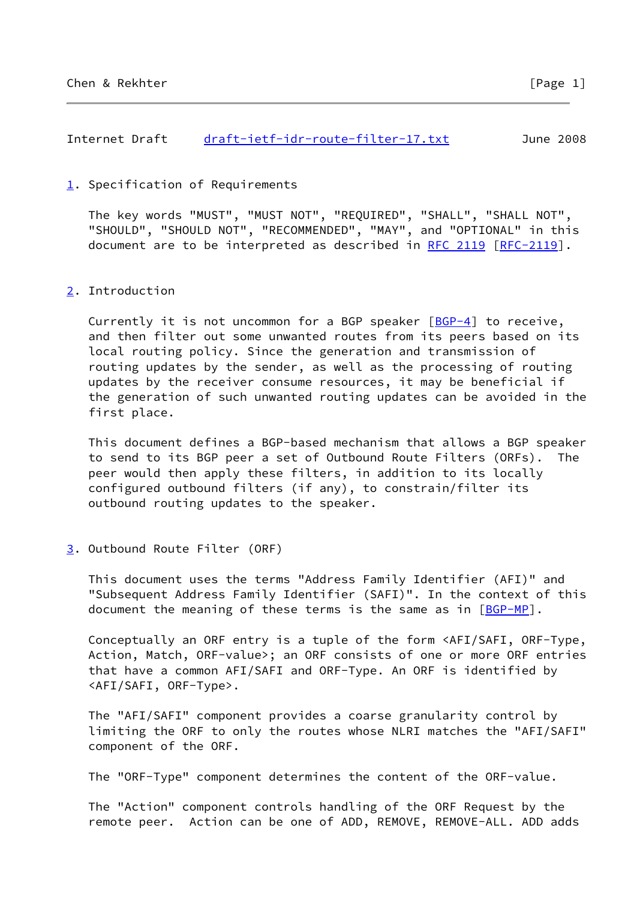## 1. Specification of Requirements

The key words "MUST", "MUST NOT", "REQUIRED", "SHALL", "SHALL NOT", "SHOULD", "SHOULD NOT", "RECOMMENDED", "MAY", and "OPTIONAL" in this document are to be interpreted as described in RFC 2119 [RFC-2119].

## 2. Introduction

Currently it is not uncommon for a BGP speaker [BGP-4] to receive, and then filter out some unwanted routes from its peers based on its local routing policy. Since the generation and transmission of routing updates by the sender, as well as the processing of routing updates by the receiver consume resources, it may be beneficial if the generation of such unwanted routing updates can be avoided in the first place.

This document defines a BGP-based mechanism that allows a BGP speaker to send to its BGP peer a set of Outbound Route Filters (ORFs). The peer would then apply these filters, in addition to its locally configured outbound filters (if any), to constrain/filter its outbound routing updates to the speaker.

## 3. Outbound Route Filter (ORF)

This document uses the terms "Address Family Identifier (AFI)" and "Subsequent Address Family Identifier (SAFI)". In the context of this document the meaning of these terms is the same as in [BGP-MP].

Conceptually an ORF entry is a tuple of the form <AFI/SAFI, ORF-Type, Action, Match, ORF-value>; an ORF consists of one or more ORF entries that have a common AFI/SAFI and ORF-Type. An ORF is identified by <AFI/SAFI, ORF-Type>.

The "AFI/SAFI" component provides a coarse granularity control by limiting the ORF to only the routes whose NLRI matches the "AFI/SAFI" component of the ORF.

The "ORF-Type" component determines the content of the ORF-value.

The "Action" component controls handling of the ORF Request by the remote peer. Action can be one of ADD, REMOVE, REMOVE-ALL. ADD adds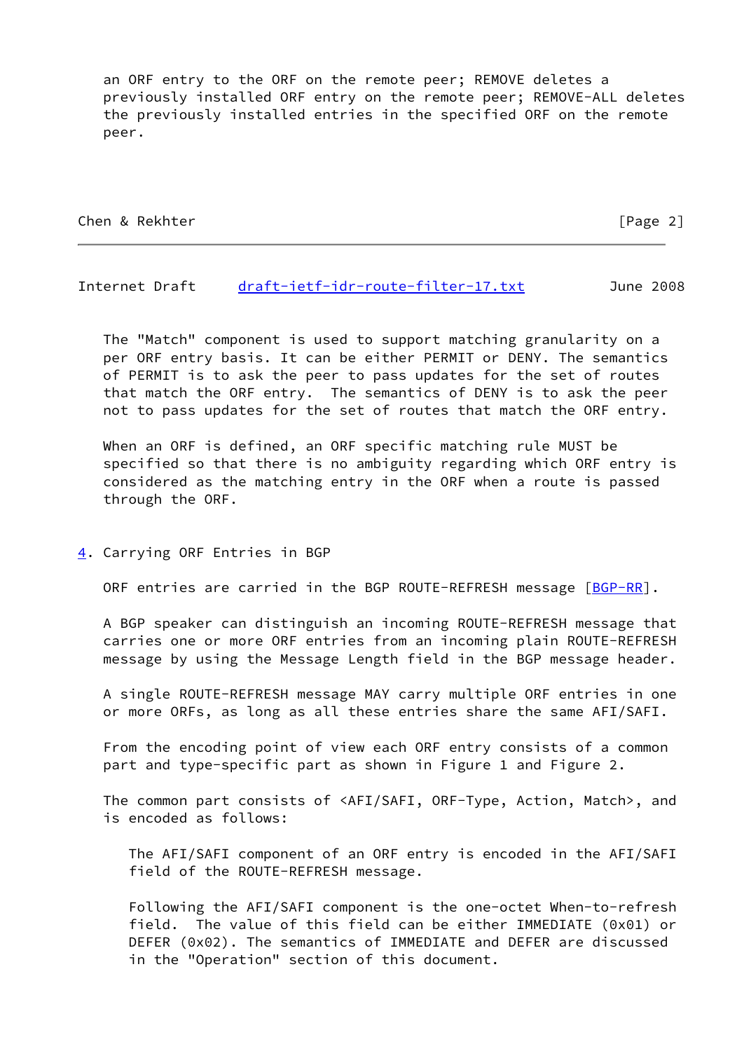an ORF entry to the ORF on the remote peer; REMOVE deletes a previously installed ORF entry on the remote peer; REMOVE-ALL deletes the previously installed entries in the specified ORF on the remote peer.

The "Match" component is used to support matching granularity on a per ORF entry basis. It can be either PERMIT or DENY. The semantics of PERMIT is to ask the peer to pass updates for the set of routes that match the ORF entry. The semantics of DENY is to ask the peer not to pass updates for the set of routes that match the ORF entry.

When an ORF is defined, an ORF specific matching rule MUST be specified so that there is no ambiguity regarding which ORF entry is considered as the matching entry in the ORF when a route is passed through the ORF.

## 4. Carrying ORF Entries in BGP

ORF entries are carried in the BGP ROUTE-REFRESH message [BGP-RR].

A BGP speaker can distinguish an incoming ROUTE-REFRESH message that carries one or more ORF entries from an incoming plain ROUTE-REFRESH message by using the Message Length field in the BGP message header.

A single ROUTE-REFRESH message MAY carry multiple ORF entries in one or more ORFs, as long as all these entries share the same AFI/SAFI.

From the encoding point of view each ORF entry consists of a common part and type-specific part as shown in Figure 1 and Figure 2.

The common part consists of <AFI/SAFI, ORF-Type, Action, Match>, and is encoded as follows:

The AFI/SAFI component of an ORF entry is encoded in the AFI/SAFI field of the ROUTE-REFRESH message.

Following the AFI/SAFI component is the one-octet When-to-refresh field. The value of this field can be either IMMEDIATE (0x01) or DEFER (0x02). The semantics of IMMEDIATE and DEFER are discussed in the "Operation" section of this document.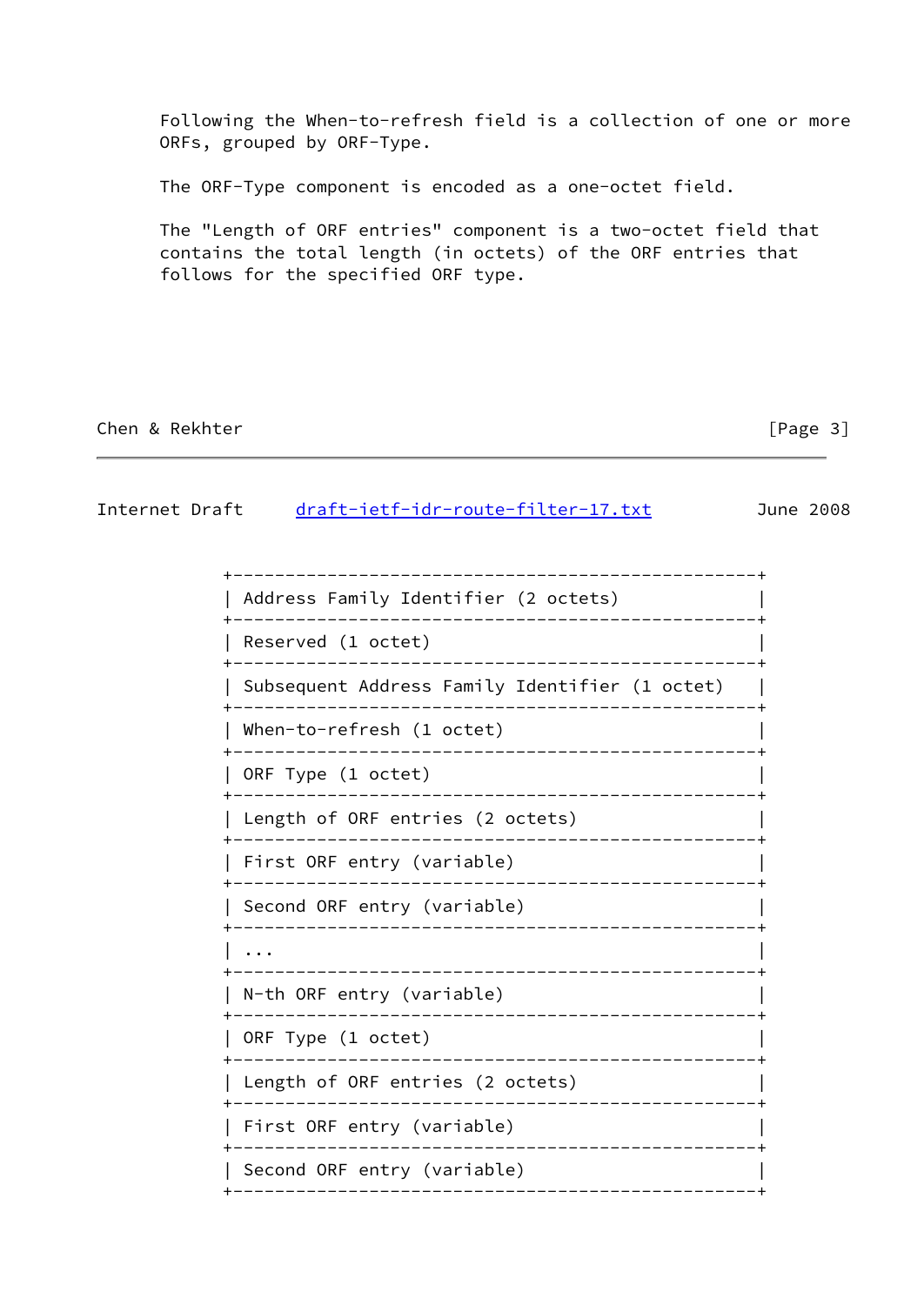Following the When-to-refresh field is a collection of one or more ORFs, grouped by ORF-Type.

The ORF-Type component is encoded as a one-octet field.

The "Length of ORF entries" component is a two-octet field that contains the total length (in octets) of the ORF entries that follows for the specified ORF type.

```
+--------------------------------------------------+
| Address Family Identifier (2 octets)             |
+--------------------------------------------------+
| Reserved (1 octet)                               |
+--------------------------------------------------+
| Subsequent Address Family Identifier (1 octet)   |
+--------------------------------------------------+
| When-to-refresh (1 octet)                        |
+--------------------------------------------------+
| ORF Type (1 octet)                               |
+--------------------------------------------------+
| Length of ORF entries (2 octets)                 |
+--------------------------------------------------+
| First ORF entry (variable)                       |
+--------------------------------------------------+
| Second ORF entry (variable)                      |
+--------------------------------------------------+
| ...                                              |
+--------------------------------------------------+
| N-th ORF entry (variable)                        |
+--------------------------------------------------+
| ORF Type (1 octet)                               |
+--------------------------------------------------+
| Length of ORF entries (2 octets)                 |
+--------------------------------------------------+
| First ORF entry (variable)                       |
+--------------------------------------------------+
| Second ORF entry (variable)                      |
+--------------------------------------------------+
```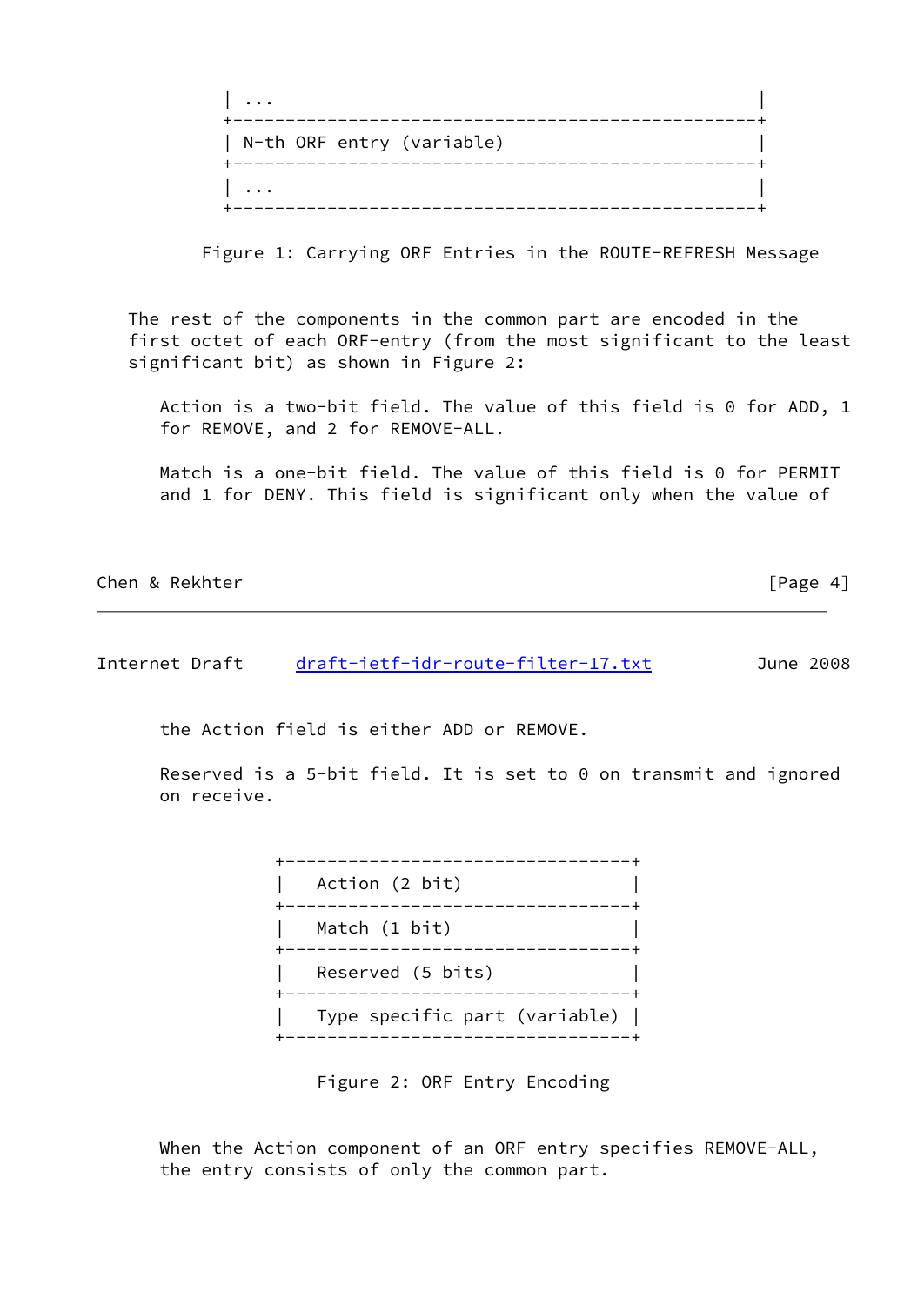```
   | ...                                               |
   +---------------------------------------------------+
   | N-th ORF entry (variable)                         |
   +---------------------------------------------------+
   | ...                                               |
   +---------------------------------------------------+
```

Figure 1: Carrying ORF Entries in the ROUTE-REFRESH Message

The rest of the components in the common part are encoded in the first octet of each ORF-entry (from the most significant to the least significant bit) as shown in Figure 2:

Action is a two-bit field. The value of this field is 0 for ADD, 1 for REMOVE, and 2 for REMOVE-ALL.

Match is a one-bit field. The value of this field is 0 for PERMIT and 1 for DENY. This field is significant only when the value of the Action field is either ADD or REMOVE.

Reserved is a 5-bit field. It is set to 0 on transmit and ignored on receive.

```
   +---------------------------------+
   |   Action (2 bit)                |
   +---------------------------------+
   |   Match (1 bit)                 |
   +---------------------------------+
   |   Reserved (5 bits)             |
   +---------------------------------+
   |   Type specific part (variable) |
   +---------------------------------+
```

Figure 2: ORF Entry Encoding

When the Action component of an ORF entry specifies REMOVE-ALL, the entry consists of only the common part.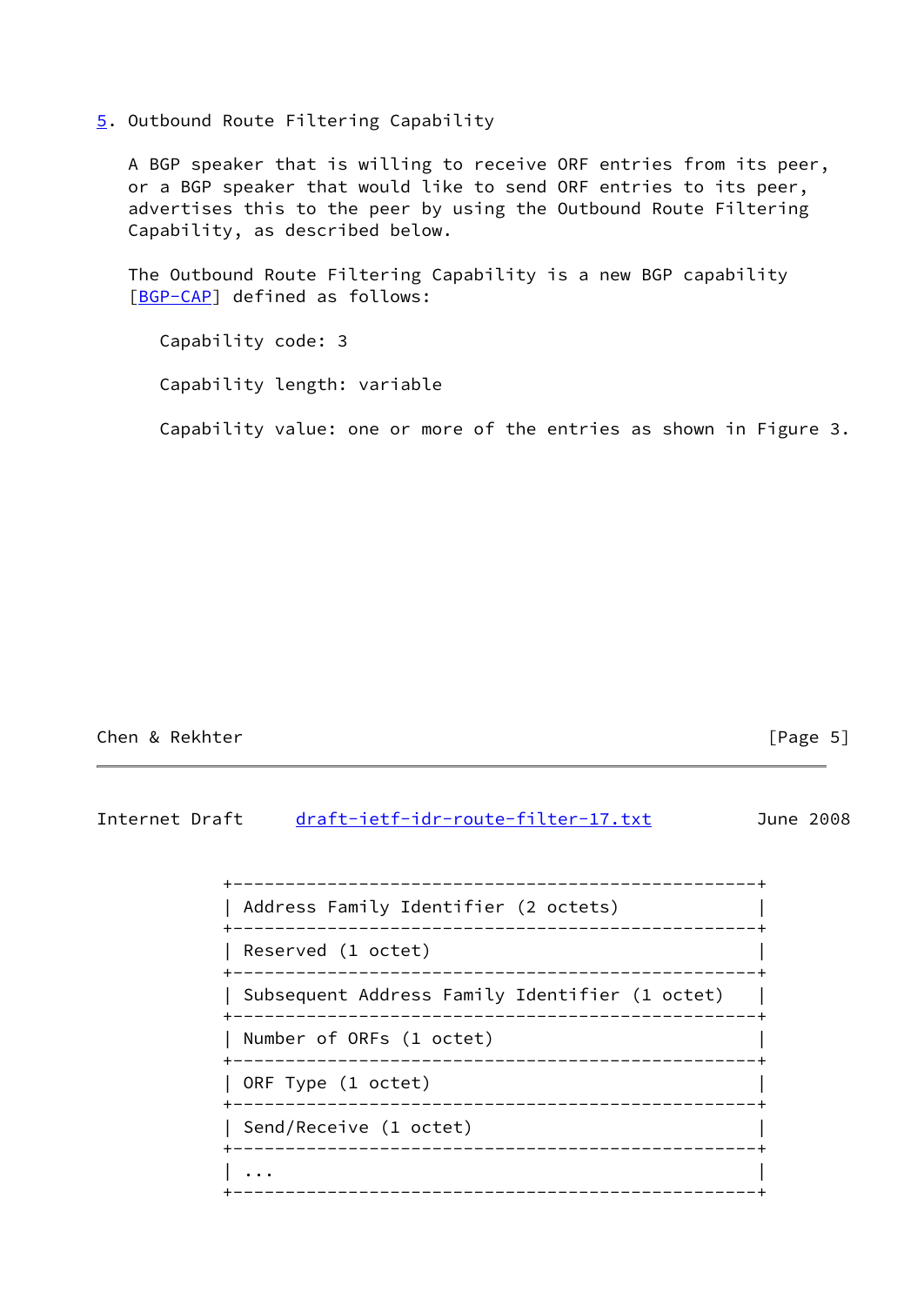## 5. Outbound Route Filtering Capability

A BGP speaker that is willing to receive ORF entries from its peer, or a BGP speaker that would like to send ORF entries to its peer, advertises this to the peer by using the Outbound Route Filtering Capability, as described below.

The Outbound Route Filtering Capability is a new BGP capability [BGP-CAP] defined as follows:

Capability code: 3

Capability length: variable

Capability value: one or more of the entries as shown in Figure 3.

```
+--------------------------------------------------+
| Address Family Identifier (2 octets)             |
+--------------------------------------------------+
| Reserved (1 octet)                               |
+--------------------------------------------------+
| Subsequent Address Family Identifier (1 octet)   |
+--------------------------------------------------+
| Number of ORFs (1 octet)                         |
+--------------------------------------------------+
| ORF Type (1 octet)                               |
+--------------------------------------------------+
| Send/Receive (1 octet)                           |
+--------------------------------------------------+
| ...                                              |
+--------------------------------------------------+
```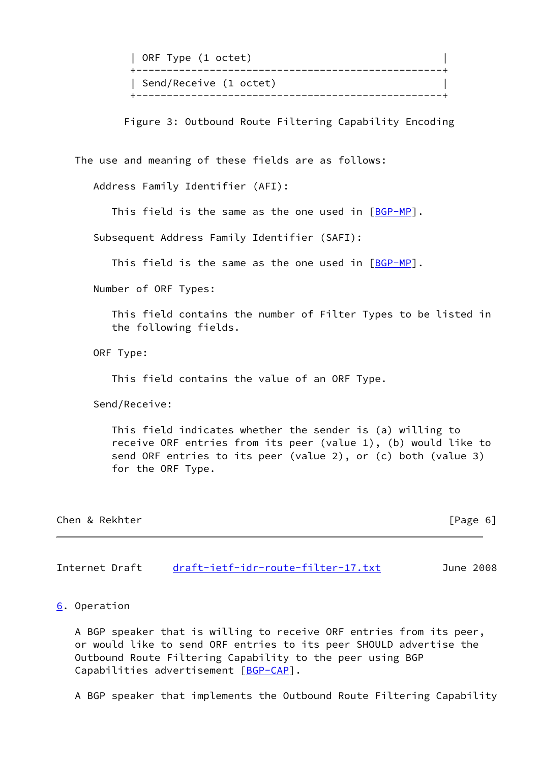```
| ORF Type (1 octet)                               |
+--------------------------------------------------+
| Send/Receive (1 octet)                           |
+--------------------------------------------------+
```

Figure 3: Outbound Route Filtering Capability Encoding

The use and meaning of these fields are as follows:

Address Family Identifier (AFI):

This field is the same as the one used in [BGP-MP].

Subsequent Address Family Identifier (SAFI):

This field is the same as the one used in [BGP-MP].

Number of ORF Types:

This field contains the number of Filter Types to be listed in the following fields.

ORF Type:

This field contains the value of an ORF Type.

Send/Receive:

This field indicates whether the sender is (a) willing to receive ORF entries from its peer (value 1), (b) would like to send ORF entries to its peer (value 2), or (c) both (value 3) for the ORF Type.

## 6. Operation

A BGP speaker that is willing to receive ORF entries from its peer, or would like to send ORF entries to its peer SHOULD advertise the Outbound Route Filtering Capability to the peer using BGP Capabilities advertisement [BGP-CAP].

A BGP speaker that implements the Outbound Route Filtering Capability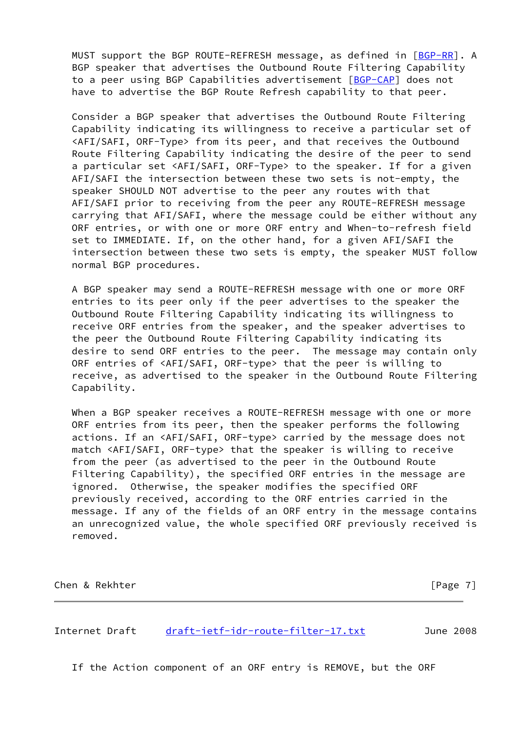MUST support the BGP ROUTE-REFRESH message, as defined in [BGP-RR]. A BGP speaker that advertises the Outbound Route Filtering Capability to a peer using BGP Capabilities advertisement [BGP-CAP] does not have to advertise the BGP Route Refresh capability to that peer.

Consider a BGP speaker that advertises the Outbound Route Filtering Capability indicating its willingness to receive a particular set of <AFI/SAFI, ORF-Type> from its peer, and that receives the Outbound Route Filtering Capability indicating the desire of the peer to send a particular set <AFI/SAFI, ORF-Type> to the speaker. If for a given AFI/SAFI the intersection between these two sets is not-empty, the speaker SHOULD NOT advertise to the peer any routes with that AFI/SAFI prior to receiving from the peer any ROUTE-REFRESH message carrying that AFI/SAFI, where the message could be either without any ORF entries, or with one or more ORF entry and When-to-refresh field set to IMMEDIATE. If, on the other hand, for a given AFI/SAFI the intersection between these two sets is empty, the speaker MUST follow normal BGP procedures.

A BGP speaker may send a ROUTE-REFRESH message with one or more ORF entries to its peer only if the peer advertises to the speaker the Outbound Route Filtering Capability indicating its willingness to receive ORF entries from the speaker, and the speaker advertises to the peer the Outbound Route Filtering Capability indicating its desire to send ORF entries to the peer. The message may contain only ORF entries of <AFI/SAFI, ORF-type> that the peer is willing to receive, as advertised to the speaker in the Outbound Route Filtering Capability.

When a BGP speaker receives a ROUTE-REFRESH message with one or more ORF entries from its peer, then the speaker performs the following actions. If an <AFI/SAFI, ORF-type> carried by the message does not match <AFI/SAFI, ORF-type> that the speaker is willing to receive from the peer (as advertised to the peer in the Outbound Route Filtering Capability), the specified ORF entries in the message are ignored. Otherwise, the speaker modifies the specified ORF previously received, according to the ORF entries carried in the message. If any of the fields of an ORF entry in the message contains an unrecognized value, the whole specified ORF previously received is removed.

If the Action component of an ORF entry is REMOVE, but the ORF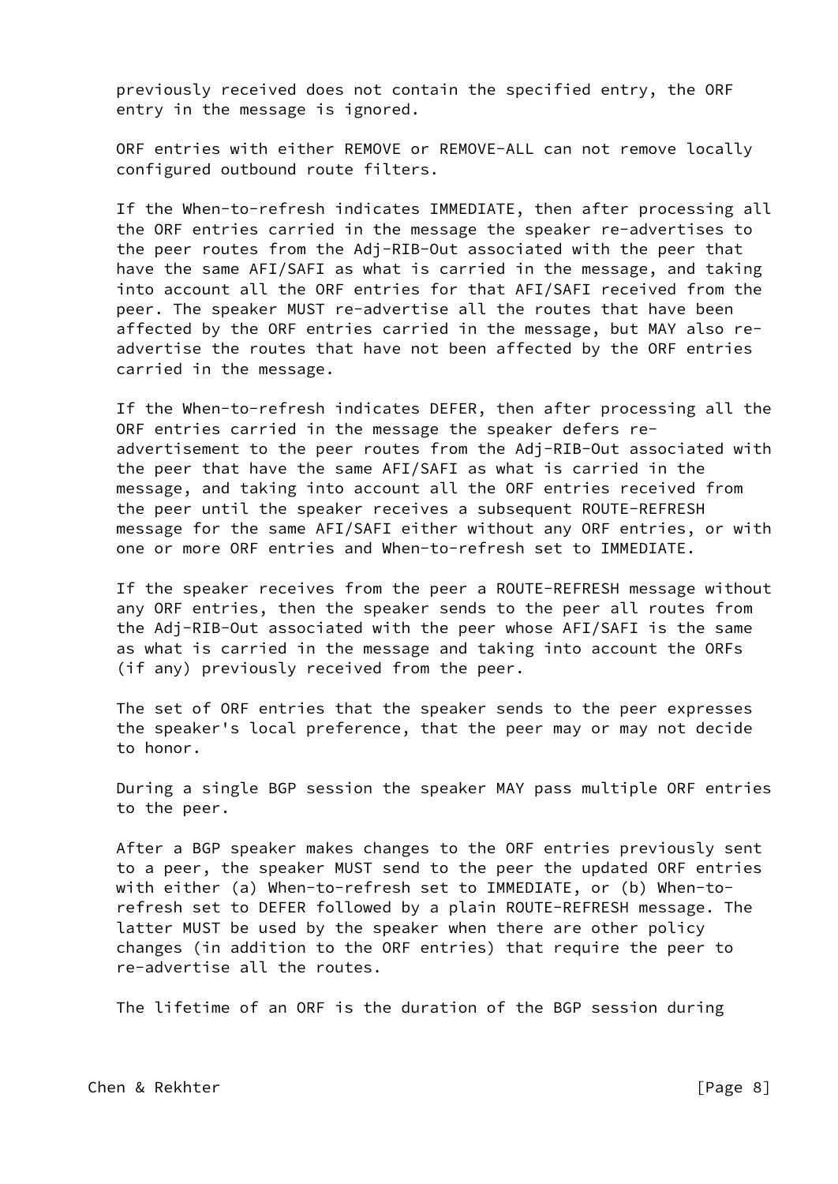previously received does not contain the specified entry, the ORF entry in the message is ignored.

ORF entries with either REMOVE or REMOVE-ALL can not remove locally configured outbound route filters.

If the When-to-refresh indicates IMMEDIATE, then after processing all the ORF entries carried in the message the speaker re-advertises to the peer routes from the Adj-RIB-Out associated with the peer that have the same AFI/SAFI as what is carried in the message, and taking into account all the ORF entries for that AFI/SAFI received from the peer. The speaker MUST re-advertise all the routes that have been affected by the ORF entries carried in the message, but MAY also re-advertise the routes that have not been affected by the ORF entries carried in the message.

If the When-to-refresh indicates DEFER, then after processing all the ORF entries carried in the message the speaker defers re-advertisement to the peer routes from the Adj-RIB-Out associated with the peer that have the same AFI/SAFI as what is carried in the message, and taking into account all the ORF entries received from the peer until the speaker receives a subsequent ROUTE-REFRESH message for the same AFI/SAFI either without any ORF entries, or with one or more ORF entries and When-to-refresh set to IMMEDIATE.

If the speaker receives from the peer a ROUTE-REFRESH message without any ORF entries, then the speaker sends to the peer all routes from the Adj-RIB-Out associated with the peer whose AFI/SAFI is the same as what is carried in the message and taking into account the ORFs (if any) previously received from the peer.

The set of ORF entries that the speaker sends to the peer expresses the speaker's local preference, that the peer may or may not decide to honor.

During a single BGP session the speaker MAY pass multiple ORF entries to the peer.

After a BGP speaker makes changes to the ORF entries previously sent to a peer, the speaker MUST send to the peer the updated ORF entries with either (a) When-to-refresh set to IMMEDIATE, or (b) When-to-refresh set to DEFER followed by a plain ROUTE-REFRESH message. The latter MUST be used by the speaker when there are other policy changes (in addition to the ORF entries) that require the peer to re-advertise all the routes.

The lifetime of an ORF is the duration of the BGP session during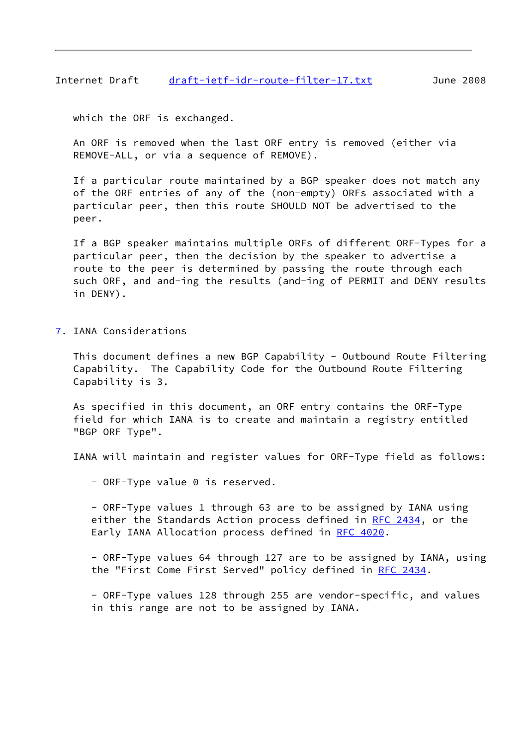which the ORF is exchanged.

An ORF is removed when the last ORF entry is removed (either via REMOVE-ALL, or via a sequence of REMOVE).

If a particular route maintained by a BGP speaker does not match any of the ORF entries of any of the (non-empty) ORFs associated with a particular peer, then this route SHOULD NOT be advertised to the peer.

If a BGP speaker maintains multiple ORFs of different ORF-Types for a particular peer, then the decision by the speaker to advertise a route to the peer is determined by passing the route through each such ORF, and and-ing the results (and-ing of PERMIT and DENY results in DENY).

## 7. IANA Considerations

This document defines a new BGP Capability - Outbound Route Filtering Capability. The Capability Code for the Outbound Route Filtering Capability is 3.

As specified in this document, an ORF entry contains the ORF-Type field for which IANA is to create and maintain a registry entitled "BGP ORF Type".

IANA will maintain and register values for ORF-Type field as follows:

- ORF-Type value 0 is reserved.

- ORF-Type values 1 through 63 are to be assigned by IANA using either the Standards Action process defined in RFC 2434, or the Early IANA Allocation process defined in RFC 4020.

- ORF-Type values 64 through 127 are to be assigned by IANA, using the "First Come First Served" policy defined in RFC 2434.

- ORF-Type values 128 through 255 are vendor-specific, and values in this range are not to be assigned by IANA.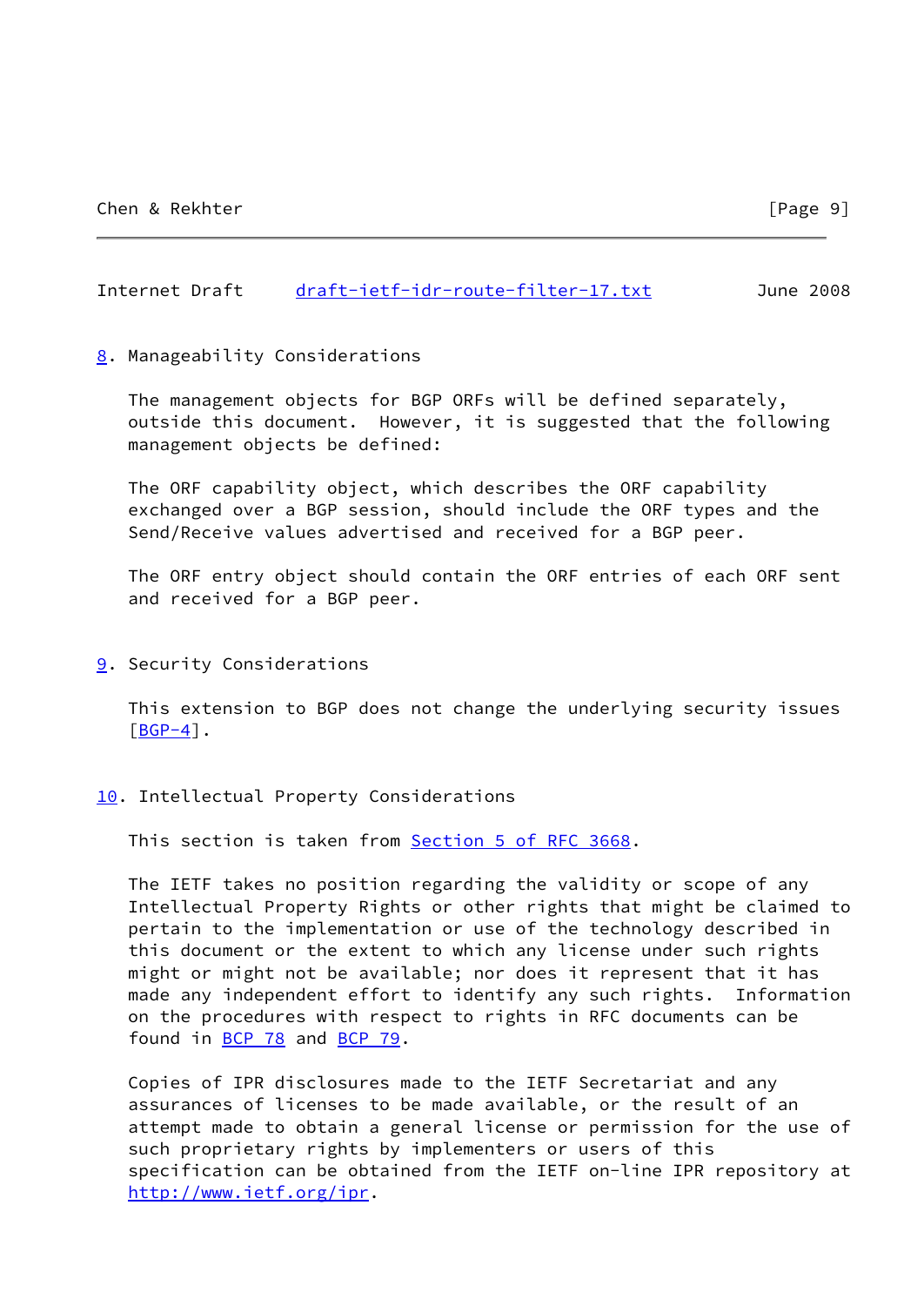## 8. Manageability Considerations

The management objects for BGP ORFs will be defined separately, outside this document. However, it is suggested that the following management objects be defined:

The ORF capability object, which describes the ORF capability exchanged over a BGP session, should include the ORF types and the Send/Receive values advertised and received for a BGP peer.

The ORF entry object should contain the ORF entries of each ORF sent and received for a BGP peer.

## 9. Security Considerations

This extension to BGP does not change the underlying security issues [BGP-4].

## 10. Intellectual Property Considerations

This section is taken from Section 5 of RFC 3668.

The IETF takes no position regarding the validity or scope of any Intellectual Property Rights or other rights that might be claimed to pertain to the implementation or use of the technology described in this document or the extent to which any license under such rights might or might not be available; nor does it represent that it has made any independent effort to identify any such rights. Information on the procedures with respect to rights in RFC documents can be found in BCP 78 and BCP 79.

Copies of IPR disclosures made to the IETF Secretariat and any assurances of licenses to be made available, or the result of an attempt made to obtain a general license or permission for the use of such proprietary rights by implementers or users of this specification can be obtained from the IETF on-line IPR repository at http://www.ietf.org/ipr.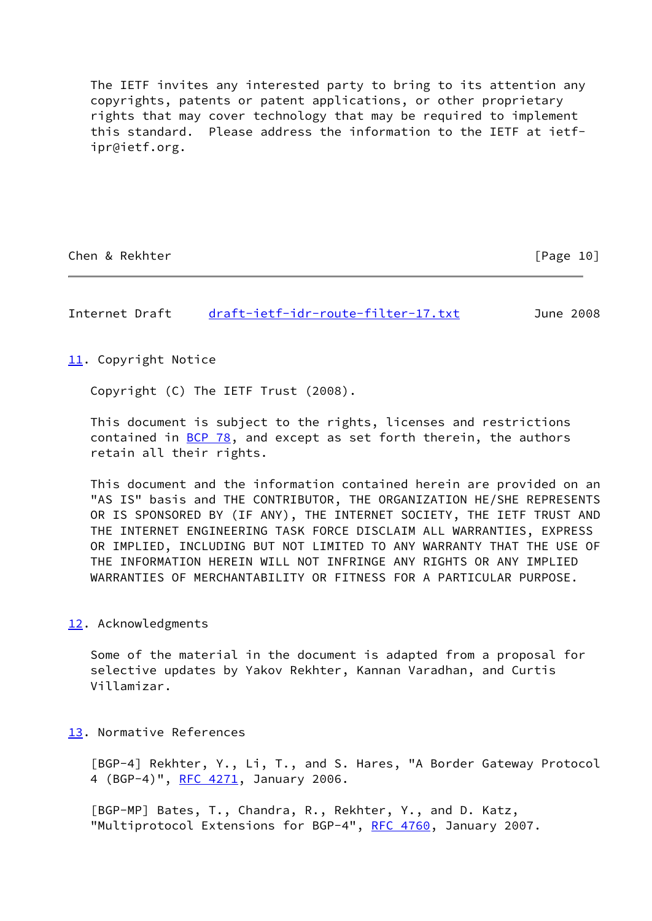The IETF invites any interested party to bring to its attention any copyrights, patents or patent applications, or other proprietary rights that may cover technology that may be required to implement this standard. Please address the information to the IETF at ietf-ipr@ietf.org.

## 11. Copyright Notice

Copyright (C) The IETF Trust (2008).

This document is subject to the rights, licenses and restrictions contained in BCP 78, and except as set forth therein, the authors retain all their rights.

This document and the information contained herein are provided on an "AS IS" basis and THE CONTRIBUTOR, THE ORGANIZATION HE/SHE REPRESENTS OR IS SPONSORED BY (IF ANY), THE INTERNET SOCIETY, THE IETF TRUST AND THE INTERNET ENGINEERING TASK FORCE DISCLAIM ALL WARRANTIES, EXPRESS OR IMPLIED, INCLUDING BUT NOT LIMITED TO ANY WARRANTY THAT THE USE OF THE INFORMATION HEREIN WILL NOT INFRINGE ANY RIGHTS OR ANY IMPLIED WARRANTIES OF MERCHANTABILITY OR FITNESS FOR A PARTICULAR PURPOSE.

## 12. Acknowledgments

Some of the material in the document is adapted from a proposal for selective updates by Yakov Rekhter, Kannan Varadhan, and Curtis Villamizar.

## 13. Normative References

[BGP-4] Rekhter, Y., Li, T., and S. Hares, "A Border Gateway Protocol 4 (BGP-4)", RFC 4271, January 2006.

[BGP-MP] Bates, T., Chandra, R., Rekhter, Y., and D. Katz, "Multiprotocol Extensions for BGP-4", RFC 4760, January 2007.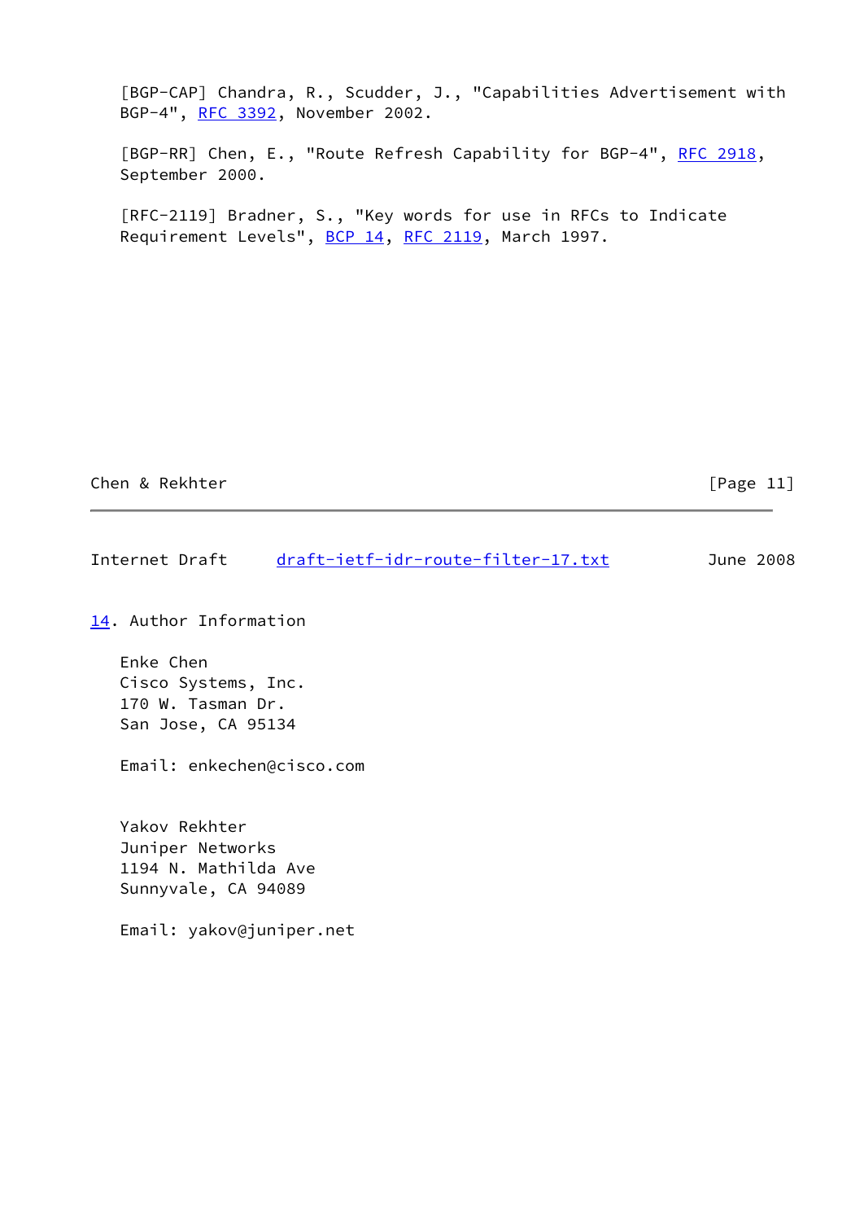[BGP-CAP] Chandra, R., Scudder, J., "Capabilities Advertisement with BGP-4", RFC 3392, November 2002.

[BGP-RR] Chen, E., "Route Refresh Capability for BGP-4", RFC 2918, September 2000.

[RFC-2119] Bradner, S., "Key words for use in RFCs to Indicate Requirement Levels", BCP 14, RFC 2119, March 1997.

## 14. Author Information

Enke Chen
Cisco Systems, Inc.
170 W. Tasman Dr.
San Jose, CA 95134

Email: enkechen@cisco.com

Yakov Rekhter
Juniper Networks
1194 N. Mathilda Ave
Sunnyvale, CA 94089

Email: yakov@juniper.net